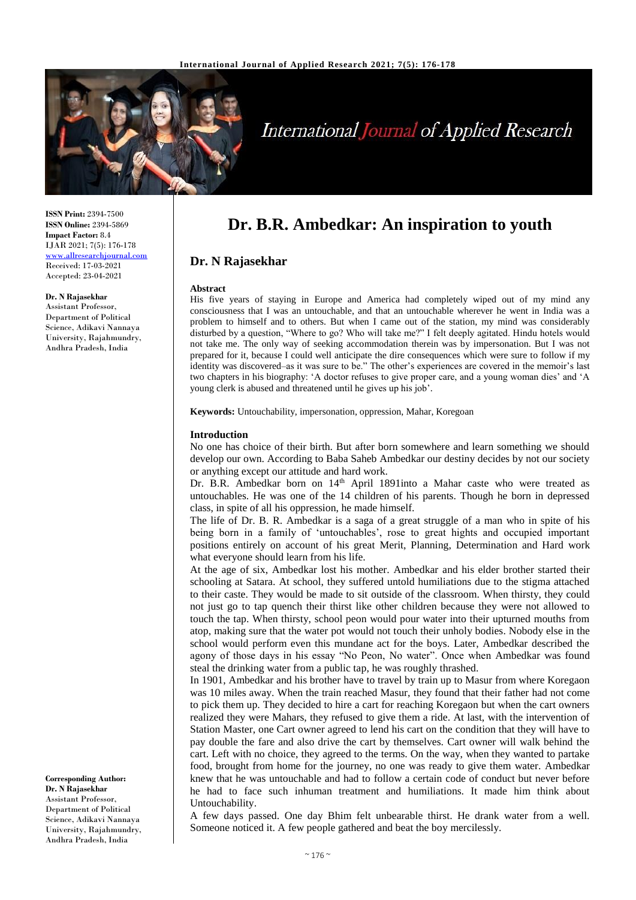**ISSN Print:** 2394-7500
**ISSN Online:** 2394-5869
**Impact Factor:** 8.4
IJAR 2021; 7(5): 176-178
www.allresearchjournal.com
Received: 17-03-2021
Accepted: 23-04-2021

**Dr. N Rajasekhar**
Assistant Professor, Department of Political Science, Adikavi Nannaya University, Rajahmundry, Andhra Pradesh, India

**Corresponding Author:**
**Dr. N Rajasekhar**
Assistant Professor, Department of Political Science, Adikavi Nannaya University, Rajahmundry, Andhra Pradesh, India

# Dr. B.R. Ambedkar: An inspiration to youth

## Dr. N Rajasekhar

### Abstract

His five years of staying in Europe and America had completely wiped out of my mind any consciousness that I was an untouchable, and that an untouchable wherever he went in India was a problem to himself and to others. But when I came out of the station, my mind was considerably disturbed by a question, "Where to go? Who will take me?" I felt deeply agitated. Hindu hotels would not take me. The only way of seeking accommodation therein was by impersonation. But I was not prepared for it, because I could well anticipate the dire consequences which were sure to follow if my identity was discovered–as it was sure to be." The other's experiences are covered in the memoir's last two chapters in his biography: 'A doctor refuses to give proper care, and a young woman dies' and 'A young clerk is abused and threatened until he gives up his job'.

**Keywords:** Untouchability, impersonation, oppression, Mahar, Koregoan

### Introduction

No one has choice of their birth. But after born somewhere and learn something we should develop our own. According to Baba Saheb Ambedkar our destiny decides by not our society or anything except our attitude and hard work.

Dr. B.R. Ambedkar born on 14th April 1891into a Mahar caste who were treated as untouchables. He was one of the 14 children of his parents. Though he born in depressed class, in spite of all his oppression, he made himself.

The life of Dr. B. R. Ambedkar is a saga of a great struggle of a man who in spite of his being born in a family of 'untouchables', rose to great hights and occupied important positions entirely on account of his great Merit, Planning, Determination and Hard work what everyone should learn from his life.

At the age of six, Ambedkar lost his mother. Ambedkar and his elder brother started their schooling at Satara. At school, they suffered untold humiliations due to the stigma attached to their caste. They would be made to sit outside of the classroom. When thirsty, they could not just go to tap quench their thirst like other children because they were not allowed to touch the tap. When thirsty, school peon would pour water into their upturned mouths from atop, making sure that the water pot would not touch their unholy bodies. Nobody else in the school would perform even this mundane act for the boys. Later, Ambedkar described the agony of those days in his essay "No Peon, No water". Once when Ambedkar was found steal the drinking water from a public tap, he was roughly thrashed.

In 1901, Ambedkar and his brother have to travel by train up to Masur from where Koregaon was 10 miles away. When the train reached Masur, they found that their father had not come to pick them up. They decided to hire a cart for reaching Koregaon but when the cart owners realized they were Mahars, they refused to give them a ride. At last, with the intervention of Station Master, one Cart owner agreed to lend his cart on the condition that they will have to pay double the fare and also drive the cart by themselves. Cart owner will walk behind the cart. Left with no choice, they agreed to the terms. On the way, when they wanted to partake food, brought from home for the journey, no one was ready to give them water. Ambedkar knew that he was untouchable and had to follow a certain code of conduct but never before he had to face such inhuman treatment and humiliations. It made him think about Untouchability.

A few days passed. One day Bhim felt unbearable thirst. He drank water from a well. Someone noticed it. A few people gathered and beat the boy mercilessly.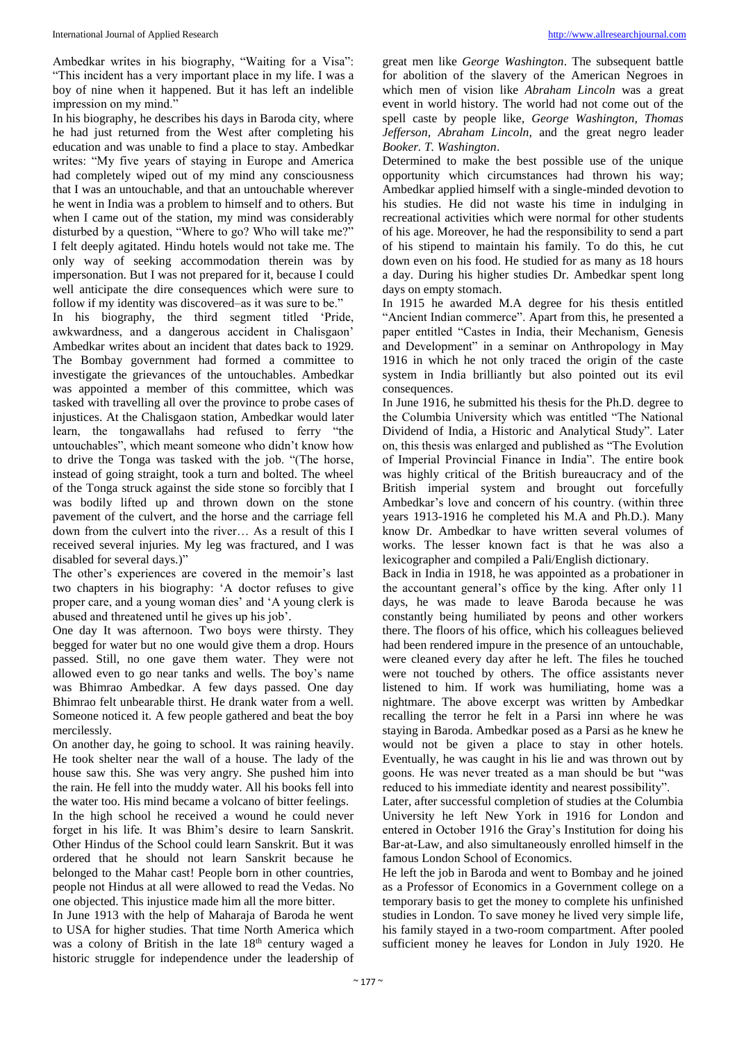Ambedkar writes in his biography, "Waiting for a Visa": "This incident has a very important place in my life. I was a boy of nine when it happened. But it has left an indelible impression on my mind."

In his biography, he describes his days in Baroda city, where he had just returned from the West after completing his education and was unable to find a place to stay. Ambedkar writes: "My five years of staying in Europe and America had completely wiped out of my mind any consciousness that I was an untouchable, and that an untouchable wherever he went in India was a problem to himself and to others. But when I came out of the station, my mind was considerably disturbed by a question, "Where to go? Who will take me?" I felt deeply agitated. Hindu hotels would not take me. The only way of seeking accommodation therein was by impersonation. But I was not prepared for it, because I could well anticipate the dire consequences which were sure to follow if my identity was discovered–as it was sure to be."

In his biography, the third segment titled 'Pride, awkwardness, and a dangerous accident in Chalisgaon' Ambedkar writes about an incident that dates back to 1929. The Bombay government had formed a committee to investigate the grievances of the untouchables. Ambedkar was appointed a member of this committee, which was tasked with travelling all over the province to probe cases of injustices. At the Chalisgaon station, Ambedkar would later learn, the tongawallahs had refused to ferry "the untouchables", which meant someone who didn't know how to drive the Tonga was tasked with the job. "(The horse, instead of going straight, took a turn and bolted. The wheel of the Tonga struck against the side stone so forcibly that I was bodily lifted up and thrown down on the stone pavement of the culvert, and the horse and the carriage fell down from the culvert into the river… As a result of this I received several injuries. My leg was fractured, and I was disabled for several days.)"

The other's experiences are covered in the memoir's last two chapters in his biography: 'A doctor refuses to give proper care, and a young woman dies' and 'A young clerk is abused and threatened until he gives up his job'.

One day It was afternoon. Two boys were thirsty. They begged for water but no one would give them a drop. Hours passed. Still, no one gave them water. They were not allowed even to go near tanks and wells. The boy's name was Bhimrao Ambedkar. A few days passed. One day Bhimrao felt unbearable thirst. He drank water from a well. Someone noticed it. A few people gathered and beat the boy mercilessly.

On another day, he going to school. It was raining heavily. He took shelter near the wall of a house. The lady of the house saw this. She was very angry. She pushed him into the rain. He fell into the muddy water. All his books fell into the water too. His mind became a volcano of bitter feelings.

In the high school he received a wound he could never forget in his life. It was Bhim's desire to learn Sanskrit. Other Hindus of the School could learn Sanskrit. But it was ordered that he should not learn Sanskrit because he belonged to the Mahar cast! People born in other countries, people not Hindus at all were allowed to read the Vedas. No one objected. This injustice made him all the more bitter.

In June 1913 with the help of Maharaja of Baroda he went to USA for higher studies. That time North America which was a colony of British in the late 18th century waged a historic struggle for independence under the leadership of great men like *George Washington*. The subsequent battle for abolition of the slavery of the American Negroes in which men of vision like *Abraham Lincoln* was a great event in world history. The world had not come out of the spell caste by people like, *George Washington, Thomas Jefferson, Abraham Lincoln,* and the great negro leader *Booker. T. Washington*.

Determined to make the best possible use of the unique opportunity which circumstances had thrown his way; Ambedkar applied himself with a single-minded devotion to his studies. He did not waste his time in indulging in recreational activities which were normal for other students of his age. Moreover, he had the responsibility to send a part of his stipend to maintain his family. To do this, he cut down even on his food. He studied for as many as 18 hours a day. During his higher studies Dr. Ambedkar spent long days on empty stomach.

In 1915 he awarded M.A degree for his thesis entitled "Ancient Indian commerce". Apart from this, he presented a paper entitled "Castes in India, their Mechanism, Genesis and Development" in a seminar on Anthropology in May 1916 in which he not only traced the origin of the caste system in India brilliantly but also pointed out its evil consequences.

In June 1916, he submitted his thesis for the Ph.D. degree to the Columbia University which was entitled "The National Dividend of India, a Historic and Analytical Study". Later on, this thesis was enlarged and published as "The Evolution of Imperial Provincial Finance in India". The entire book was highly critical of the British bureaucracy and of the British imperial system and brought out forcefully Ambedkar's love and concern of his country. (within three years 1913-1916 he completed his M.A and Ph.D.). Many know Dr. Ambedkar to have written several volumes of works. The lesser known fact is that he was also a lexicographer and compiled a Pali/English dictionary.

Back in India in 1918, he was appointed as a probationer in the accountant general's office by the king. After only 11 days, he was made to leave Baroda because he was constantly being humiliated by peons and other workers there. The floors of his office, which his colleagues believed had been rendered impure in the presence of an untouchable, were cleaned every day after he left. The files he touched were not touched by others. The office assistants never listened to him. If work was humiliating, home was a nightmare. The above excerpt was written by Ambedkar recalling the terror he felt in a Parsi inn where he was staying in Baroda. Ambedkar posed as a Parsi as he knew he would not be given a place to stay in other hotels. Eventually, he was caught in his lie and was thrown out by goons. He was never treated as a man should be but "was reduced to his immediate identity and nearest possibility".

Later, after successful completion of studies at the Columbia University he left New York in 1916 for London and entered in October 1916 the Gray's Institution for doing his Bar-at-Law, and also simultaneously enrolled himself in the famous London School of Economics.

He left the job in Baroda and went to Bombay and he joined as a Professor of Economics in a Government college on a temporary basis to get the money to complete his unfinished studies in London. To save money he lived very simple life, his family stayed in a two-room compartment. After pooled sufficient money he leaves for London in July 1920. He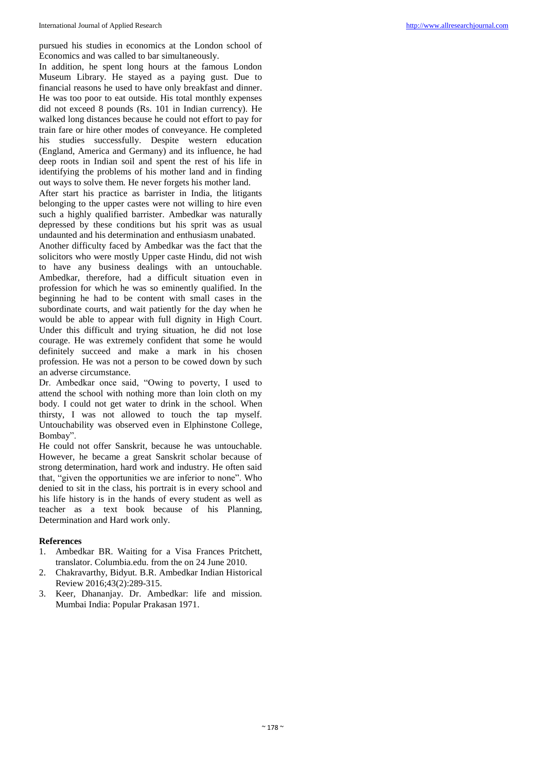pursued his studies in economics at the London school of Economics and was called to bar simultaneously.

In addition, he spent long hours at the famous London Museum Library. He stayed as a paying gust. Due to financial reasons he used to have only breakfast and dinner. He was too poor to eat outside. His total monthly expenses did not exceed 8 pounds (Rs. 101 in Indian currency). He walked long distances because he could not effort to pay for train fare or hire other modes of conveyance. He completed his studies successfully. Despite western education (England, America and Germany) and its influence, he had deep roots in Indian soil and spent the rest of his life in identifying the problems of his mother land and in finding out ways to solve them. He never forgets his mother land.

After start his practice as barrister in India, the litigants belonging to the upper castes were not willing to hire even such a highly qualified barrister. Ambedkar was naturally depressed by these conditions but his sprit was as usual undaunted and his determination and enthusiasm unabated.

Another difficulty faced by Ambedkar was the fact that the solicitors who were mostly Upper caste Hindu, did not wish to have any business dealings with an untouchable. Ambedkar, therefore, had a difficult situation even in profession for which he was so eminently qualified. In the beginning he had to be content with small cases in the subordinate courts, and wait patiently for the day when he would be able to appear with full dignity in High Court. Under this difficult and trying situation, he did not lose courage. He was extremely confident that some he would definitely succeed and make a mark in his chosen profession. He was not a person to be cowed down by such an adverse circumstance.

Dr. Ambedkar once said, "Owing to poverty, I used to attend the school with nothing more than loin cloth on my body. I could not get water to drink in the school. When thirsty, I was not allowed to touch the tap myself. Untouchability was observed even in Elphinstone College, Bombay".

He could not offer Sanskrit, because he was untouchable. However, he became a great Sanskrit scholar because of strong determination, hard work and industry. He often said that, "given the opportunities we are inferior to none". Who denied to sit in the class, his portrait is in every school and his life history is in the hands of every student as well as teacher as a text book because of his Planning, Determination and Hard work only.

**References**

1. Ambedkar BR. Waiting for a Visa Frances Pritchett, translator. Columbia.edu. from the on 24 June 2010.
2. Chakravarthy, Bidyut. B.R. Ambedkar Indian Historical Review 2016;43(2):289-315.
3. Keer, Dhananjay. Dr. Ambedkar: life and mission. Mumbai India: Popular Prakasan 1971.